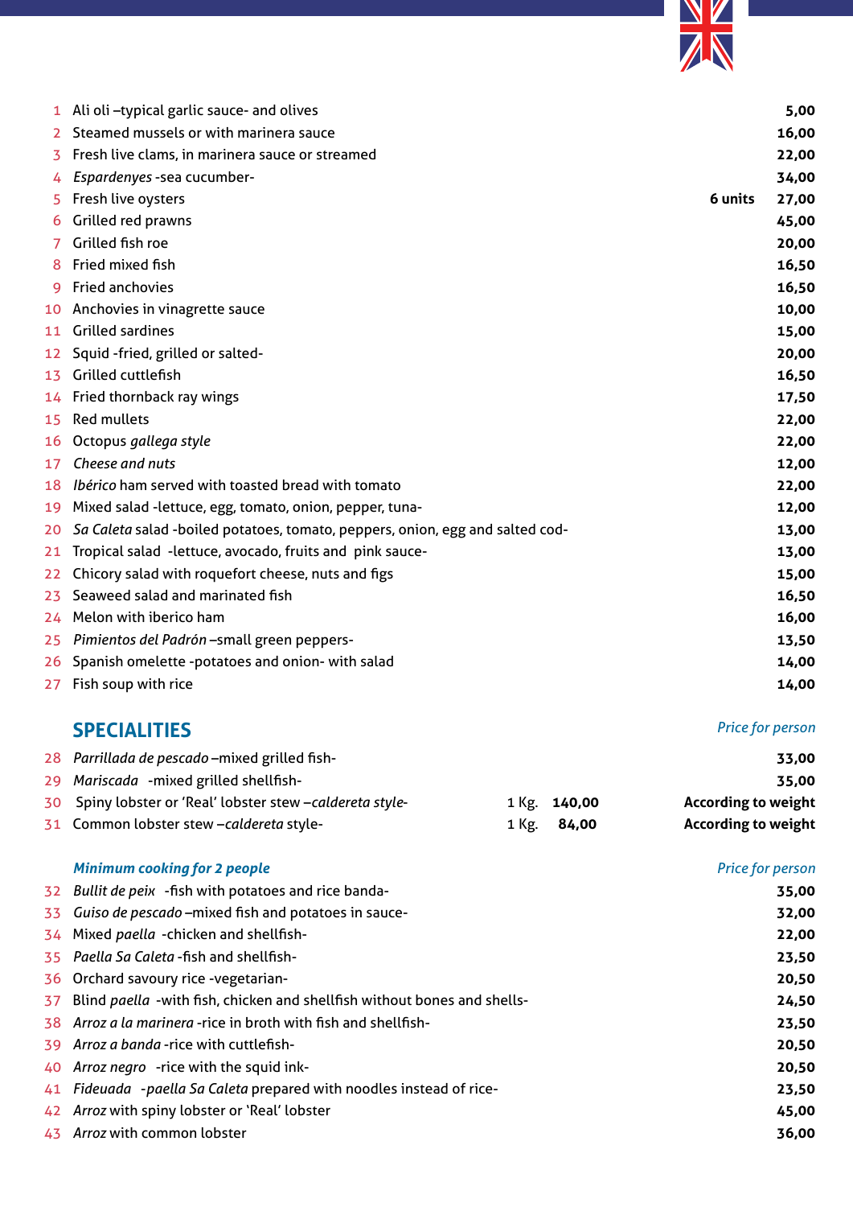| | | | |
|---|---|---|---|
| 1 | Ali oli –typical garlic sauce- and olives | | 5,00 |
| 2 | Steamed mussels or with marinera sauce | | 16,00 |
| 3 | Fresh live clams, in marinera sauce or streamed | | 22,00 |
| 4 | *Espardenyes* -sea cucumber- | | 34,00 |
| 5 | Fresh live oysters | **6 units** | 27,00 |
| 6 | Grilled red prawns | | 45,00 |
| 7 | Grilled fish roe | | 20,00 |
| 8 | Fried mixed fish | | 16,50 |
| 9 | Fried anchovies | | 16,50 |
| 10 | Anchovies in vinagrette sauce | | 10,00 |
| 11 | Grilled sardines | | 15,00 |
| 12 | Squid -fried, grilled or salted- | | 20,00 |
| 13 | Grilled cuttlefish | | 16,50 |
| 14 | Fried thornback ray wings | | 17,50 |
| 15 | Red mullets | | 22,00 |
| 16 | Octopus *gallega style* | | 22,00 |
| 17 | *Cheese and nuts* | | 12,00 |
| 18 | *Ibérico* ham served with toasted bread with tomato | | 22,00 |
| 19 | Mixed salad -lettuce, egg, tomato, onion, pepper, tuna- | | 12,00 |
| 20 | *Sa Caleta* salad -boiled potatoes, tomato, peppers, onion, egg and salted cod- | | 13,00 |
| 21 | Tropical salad -lettuce, avocado, fruits and pink sauce- | | 13,00 |
| 22 | Chicory salad with roquefort cheese, nuts and figs | | 15,00 |
| 23 | Seaweed salad and marinated fish | | 16,50 |
| 24 | Melon with iberico ham | | 16,00 |
| 25 | *Pimientos del Padrón* –small green peppers- | | 13,50 |
| 26 | Spanish omelette -potatoes and onion- with salad | | 14,00 |
| 27 | Fish soup with rice | | 14,00 |

## SPECIALITIES

| | | | *Price for person* |
|---|---|---|---|
| 28 | *Parrillada de pescado* –mixed grilled fish- | | 33,00 |
| 29 | *Mariscada* -mixed grilled shellfish- | | 35,00 |
| 30 | Spiny lobster or 'Real' lobster stew –*caldereta style*- | 1 Kg. **140,00** | According to weight |
| 31 | Common lobster stew –*caldereta* style- | 1 Kg. **84,00** | According to weight |

### *Minimum cooking for 2 people*

| | | *Price for person* |
|---|---|---|
| 32 | *Bullit de peix* -fish with potatoes and rice banda- | 35,00 |
| 33 | *Guiso de pescado* –mixed fish and potatoes in sauce- | 32,00 |
| 34 | Mixed *paella* -chicken and shellfish- | 22,00 |
| 35 | *Paella Sa Caleta* -fish and shellfish- | 23,50 |
| 36 | Orchard savoury rice -vegetarian- | 20,50 |
| 37 | Blind *paella* -with fish, chicken and shellfish without bones and shells- | 24,50 |
| 38 | *Arroz a la marinera* -rice in broth with fish and shellfish- | 23,50 |
| 39 | *Arroz a banda* -rice with cuttlefish- | 20,50 |
| 40 | *Arroz negro* -rice with the squid ink- | 20,50 |
| 41 | *Fideuada* -*paella Sa Caleta* prepared with noodles instead of rice- | 23,50 |
| 42 | *Arroz* with spiny lobster or 'Real' lobster | 45,00 |
| 43 | *Arroz* with common lobster | 36,00 |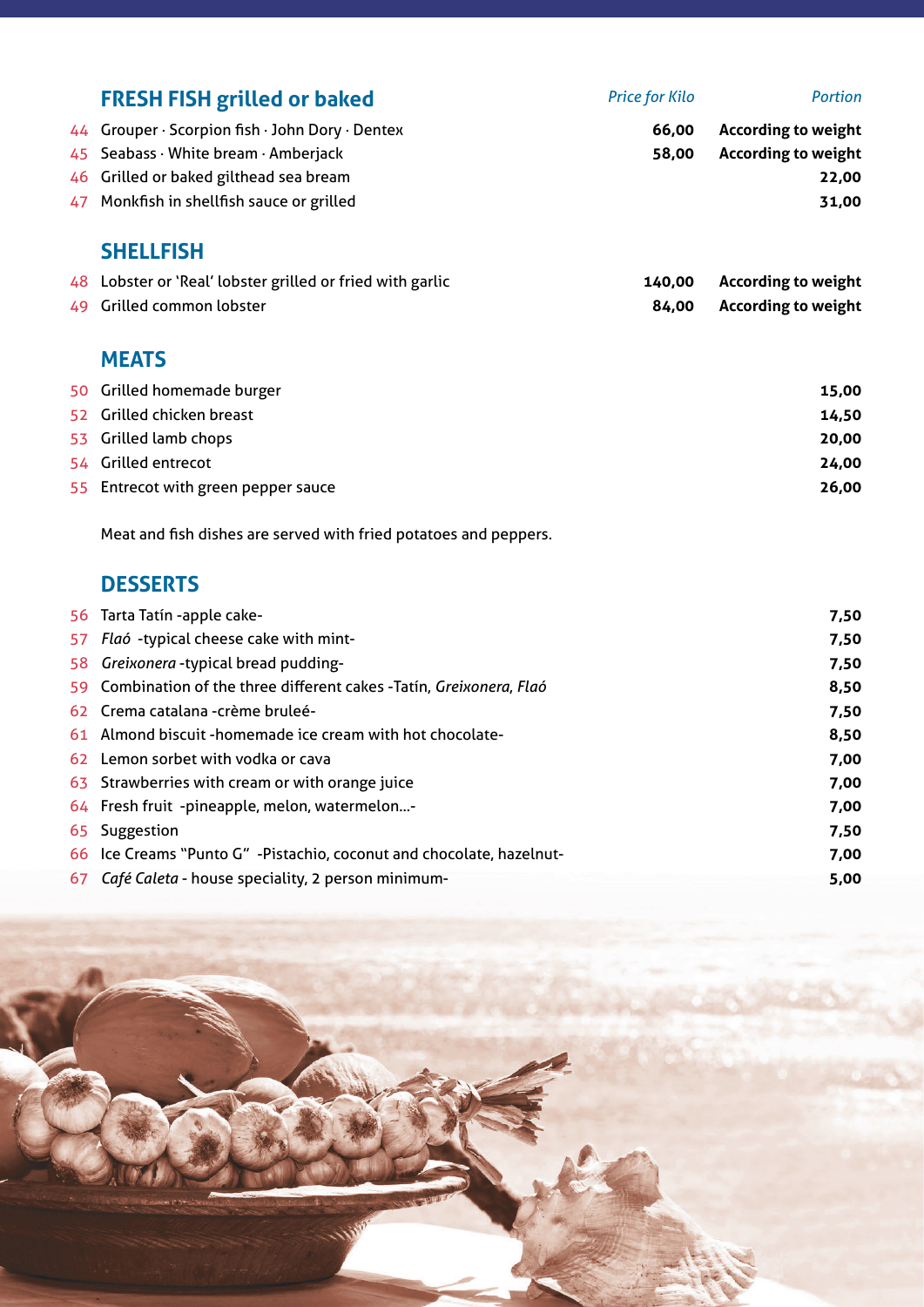## FRESH FISH grilled or baked

| | | *Price for Kilo* | *Portion* |
|---|---|---|---|
| 44 | Grouper · Scorpion fish · John Dory · Dentex | **66,00** | **According to weight** |
| 45 | Seabass · White bream · Amberjack | **58,00** | **According to weight** |
| 46 | Grilled or baked gilthead sea bream | | **22,00** |
| 47 | Monkfish in shellfish sauce or grilled | | **31,00** |

## SHELLFISH

| | | | |
|---|---|---|---|
| 48 | Lobster or 'Real' lobster grilled or fried with garlic | **140,00** | **According to weight** |
| 49 | Grilled common lobster | **84,00** | **According to weight** |

## MEATS

| | | |
|---|---|---|
| 50 | Grilled homemade burger | **15,00** |
| 52 | Grilled chicken breast | **14,50** |
| 53 | Grilled lamb chops | **20,00** |
| 54 | Grilled entrecot | **24,00** |
| 55 | Entrecot with green pepper sauce | **26,00** |

Meat and fish dishes are served with fried potatoes and peppers.

## DESSERTS

| | | |
|---|---|---|
| 56 | Tarta Tatín -apple cake- | **7,50** |
| 57 | *Flaó* -typical cheese cake with mint- | **7,50** |
| 58 | *Greixonera* -typical bread pudding- | **7,50** |
| 59 | Combination of the three different cakes -Tatín, *Greixonera, Flaó* | **8,50** |
| 62 | Crema catalana -crème bruleé- | **7,50** |
| 61 | Almond biscuit -homemade ice cream with hot chocolate- | **8,50** |
| 62 | Lemon sorbet with vodka or cava | **7,00** |
| 63 | Strawberries with cream or with orange juice | **7,00** |
| 64 | Fresh fruit -pineapple, melon, watermelon...- | **7,00** |
| 65 | Suggestion | **7,50** |
| 66 | Ice Creams "Punto G" -Pistachio, coconut and chocolate, hazelnut- | **7,00** |
| 67 | *Café Caleta* - house speciality, 2 person minimum- | **5,00** |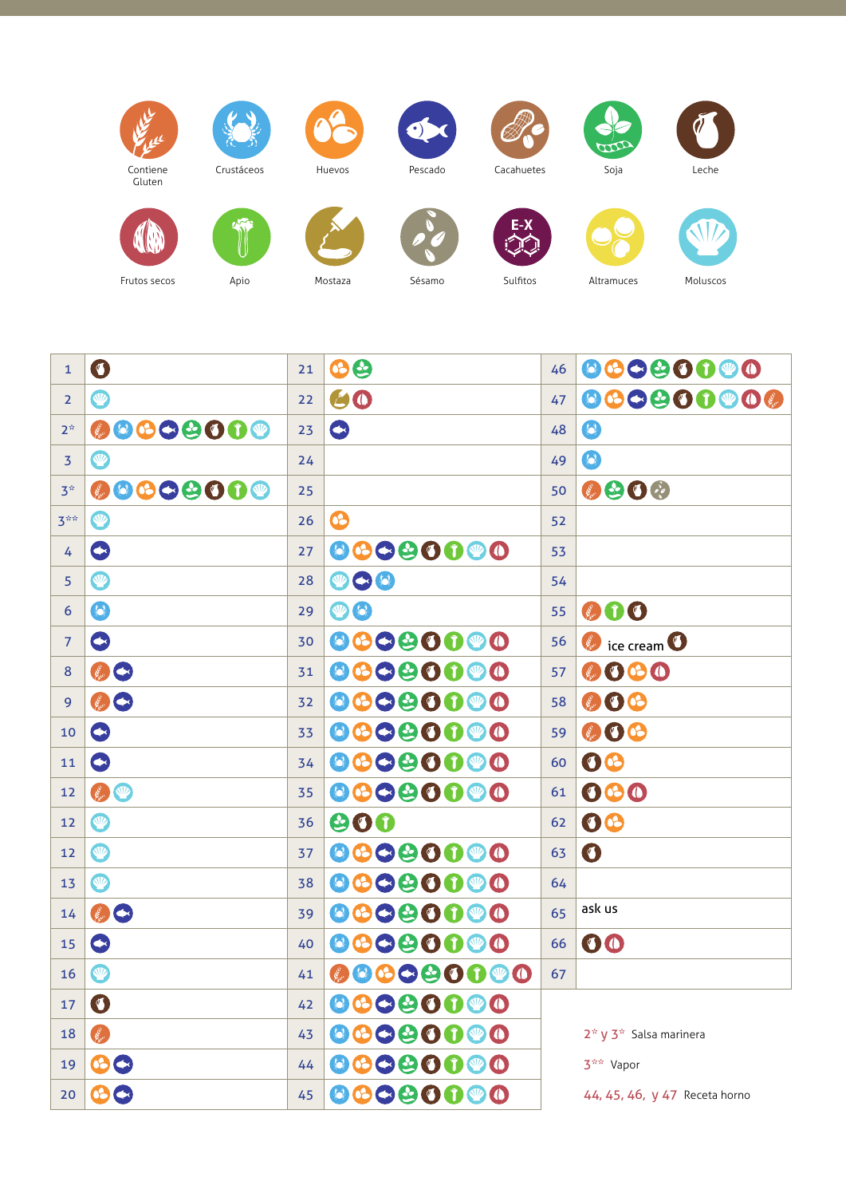| | | | | | | | | | | | | | |
|---|---|---|---|---|---|---|---|---|---|---|---|---|---|
| Contiene Gluten | Crustáceos | Huevos | Pescado | Cacahuetes | Soja | Leche | Frutos secos | Apio | Mostaza | Sésamo | Sulfitos | Altramuces | Moluscos |

| | | | | | |
|---|---|---|---|---|---|
| 1 | Leche | 21 | Huevos, Soja | 46 | Crustáceos, Huevos, Pescado, Soja, Leche, Apio, Moluscos, Frutos secos |
| 2 | Moluscos | 22 | Mostaza, Frutos secos | 47 | Crustáceos, Huevos, Pescado, Soja, Leche, Apio, Moluscos, Frutos secos, Contiene Gluten |
| 2* | Contiene Gluten, Crustáceos, Huevos, Pescado, Soja, Leche, Apio, Moluscos | 23 | Pescado | 48 | Crustáceos |
| 3 | Moluscos | 24 | | 49 | Crustáceos |
| 3* | Contiene Gluten, Crustáceos, Huevos, Pescado, Soja, Leche, Apio, Moluscos | 25 | | 50 | Contiene Gluten, Soja, Leche, Sésamo |
| 3** | Moluscos | 26 | Huevos | 52 | |
| 4 | Pescado | 27 | Crustáceos, Huevos, Pescado, Soja, Leche, Apio, Moluscos, Frutos secos | 53 | |
| 5 | Moluscos | 28 | Moluscos, Pescado, Crustáceos | 54 | |
| 6 | Crustáceos | 29 | Moluscos, Crustáceos | 55 | Contiene Gluten, Apio, Leche |
| 7 | Pescado | 30 | Crustáceos, Huevos, Pescado, Soja, Leche, Apio, Moluscos, Frutos secos | 56 | Contiene Gluten, ice cream Leche |
| 8 | Contiene Gluten, Pescado | 31 | Crustáceos, Huevos, Pescado, Soja, Leche, Apio, Moluscos, Frutos secos | 57 | Contiene Gluten, Leche, Huevos, Frutos secos |
| 9 | Contiene Gluten, Pescado | 32 | Crustáceos, Huevos, Pescado, Soja, Leche, Apio, Moluscos, Frutos secos | 58 | Contiene Gluten, Leche, Huevos |
| 10 | Pescado | 33 | Crustáceos, Huevos, Pescado, Soja, Leche, Apio, Moluscos, Frutos secos | 59 | Contiene Gluten, Leche, Huevos |
| 11 | Pescado | 34 | Crustáceos, Huevos, Pescado, Soja, Leche, Apio, Moluscos, Frutos secos | 60 | Leche, Huevos |
| 12 | Contiene Gluten, Moluscos | 35 | Crustáceos, Huevos, Pescado, Soja, Leche, Apio, Moluscos, Frutos secos | 61 | Leche, Huevos, Frutos secos |
| 12 | Moluscos | 36 | Soja, Leche, Apio | 62 | Leche, Huevos |
| 12 | Moluscos | 37 | Crustáceos, Huevos, Pescado, Soja, Leche, Apio, Moluscos, Frutos secos | 63 | Leche |
| 13 | Moluscos | 38 | Crustáceos, Huevos, Pescado, Soja, Leche, Apio, Moluscos, Frutos secos | 64 | |
| 14 | Contiene Gluten, Pescado | 39 | Crustáceos, Huevos, Pescado, Soja, Leche, Apio, Moluscos, Frutos secos | 65 | ask us |
| 15 | Pescado | 40 | Crustáceos, Huevos, Pescado, Soja, Leche, Apio, Moluscos, Frutos secos | 66 | Leche, Frutos secos |
| 16 | Moluscos | 41 | Contiene Gluten, Crustáceos, Huevos, Pescado, Soja, Leche, Apio, Moluscos, Frutos secos | 67 | |
| 17 | Leche | 42 | Crustáceos, Huevos, Pescado, Soja, Leche, Apio, Moluscos, Frutos secos | | |
| 18 | Contiene Gluten | 43 | Crustáceos, Huevos, Pescado, Soja, Leche, Apio, Moluscos, Frutos secos | | |
| 19 | Huevos, Pescado | 44 | Crustáceos, Huevos, Pescado, Soja, Leche, Apio, Moluscos, Frutos secos | | |
| 20 | Huevos, Pescado | 45 | Crustáceos, Huevos, Pescado, Soja, Leche, Apio, Moluscos, Frutos secos | | |

2* y 3* Salsa marinera

3** Vapor

44, 45, 46, y 47 Receta horno